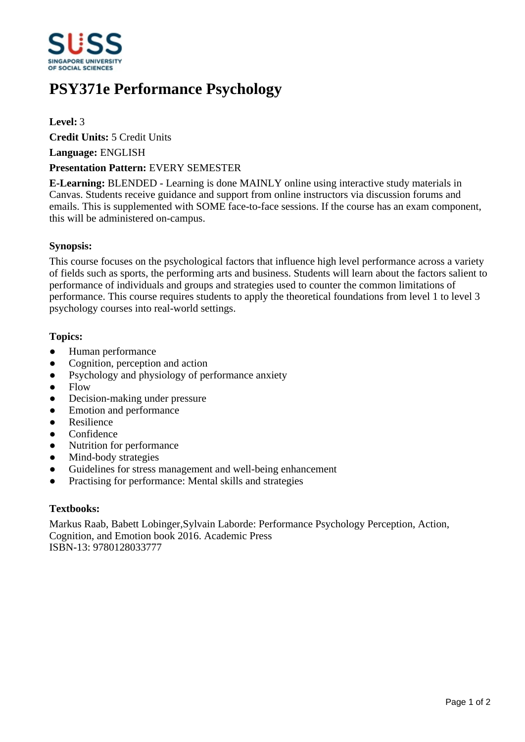# PSY371e Performance Psychology

**Level:** 3

**Credit Units:** 5 Credit Units

**Language:** ENGLISH

**Presentation Pattern:** EVERY SEMESTER

**E-Learning:** BLENDED - Learning is done MAINLY online using interactive study materials in Canvas. Students receive guidance and support from online instructors via discussion forums and emails. This is supplemented with SOME face-to-face sessions. If the course has an exam component, this will be administered on-campus.

**Synopsis:**

This course focuses on the psychological factors that influence high level performance across a variety of fields such as sports, the performing arts and business. Students will learn about the factors salient to performance of individuals and groups and strategies used to counter the common limitations of performance. This course requires students to apply the theoretical foundations from level 1 to level 3 psychology courses into real-world settings.

**Topics:**

- Human performance
- Cognition, perception and action
- Psychology and physiology of performance anxiety
- Flow
- Decision-making under pressure
- Emotion and performance
- Resilience
- Confidence
- Nutrition for performance
- Mind-body strategies
- Guidelines for stress management and well-being enhancement
- Practising for performance: Mental skills and strategies

**Textbooks:**

Markus Raab, Babett Lobinger,Sylvain Laborde: Performance Psychology Perception, Action, Cognition, and Emotion book 2016. Academic Press
ISBN-13: 9780128033777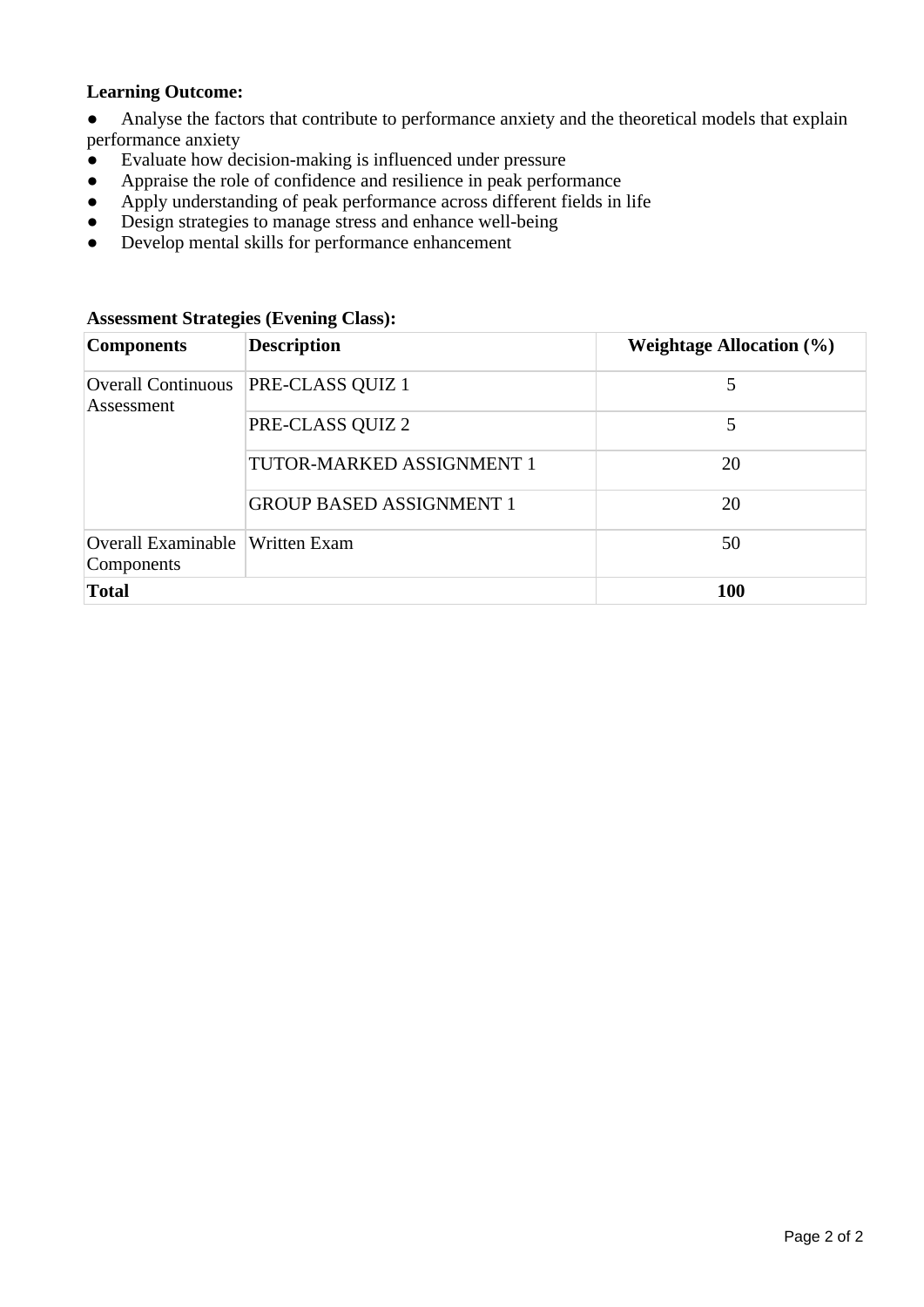**Learning Outcome:**

- Analyse the factors that contribute to performance anxiety and the theoretical models that explain performance anxiety
- Evaluate how decision-making is influenced under pressure
- Appraise the role of confidence and resilience in peak performance
- Apply understanding of peak performance across different fields in life
- Design strategies to manage stress and enhance well-being
- Develop mental skills for performance enhancement

**Assessment Strategies (Evening Class):**

| Components | Description | Weightage Allocation (%) |
|---|---|---|
| Overall Continuous Assessment | PRE-CLASS QUIZ 1 | 5 |
| | PRE-CLASS QUIZ 2 | 5 |
| | TUTOR-MARKED ASSIGNMENT 1 | 20 |
| | GROUP BASED ASSIGNMENT 1 | 20 |
| Overall Examinable Components | Written Exam | 50 |
| **Total** | | **100** |